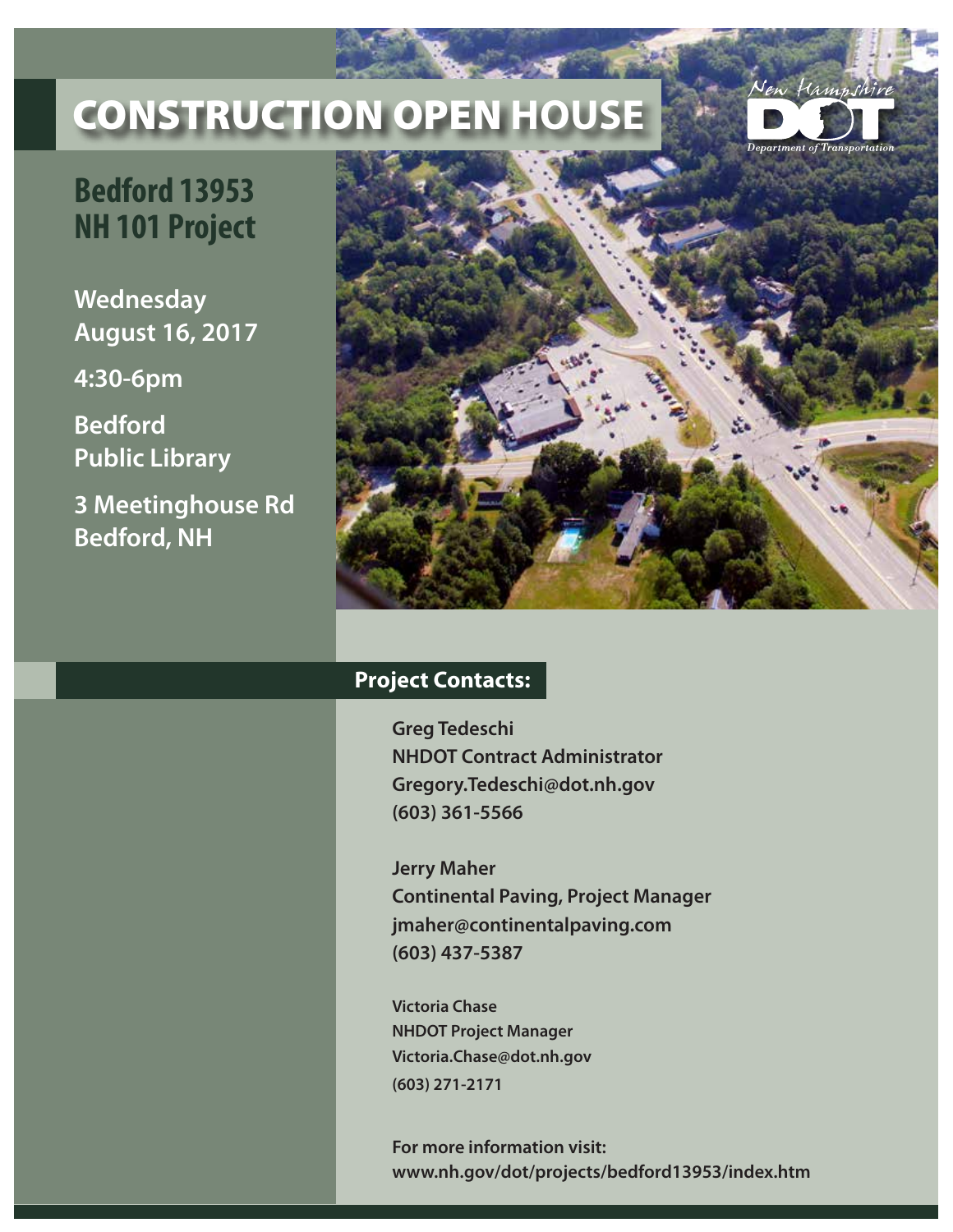# CONSTRUCTION OPEN HOUSE

New Hampshire DOT Department of Transportation

## Bedford 13953 NH 101 Project

**Wednesday**
**August 16, 2017**

**4:30-6pm**

**Bedford Public Library**

**3 Meetinghouse Rd**
**Bedford, NH**

### Project Contacts:

**Greg Tedeschi**
**NHDOT Contract Administrator**
**Gregory.Tedeschi@dot.nh.gov**
**(603) 361-5566**

**Jerry Maher**
**Continental Paving, Project Manager**
**jmaher@continentalpaving.com**
**(603) 437-5387**

**Victoria Chase**
**NHDOT Project Manager**
**Victoria.Chase@dot.nh.gov**
**(603) 271-2171**

**For more information visit:**
**www.nh.gov/dot/projects/bedford13953/index.htm**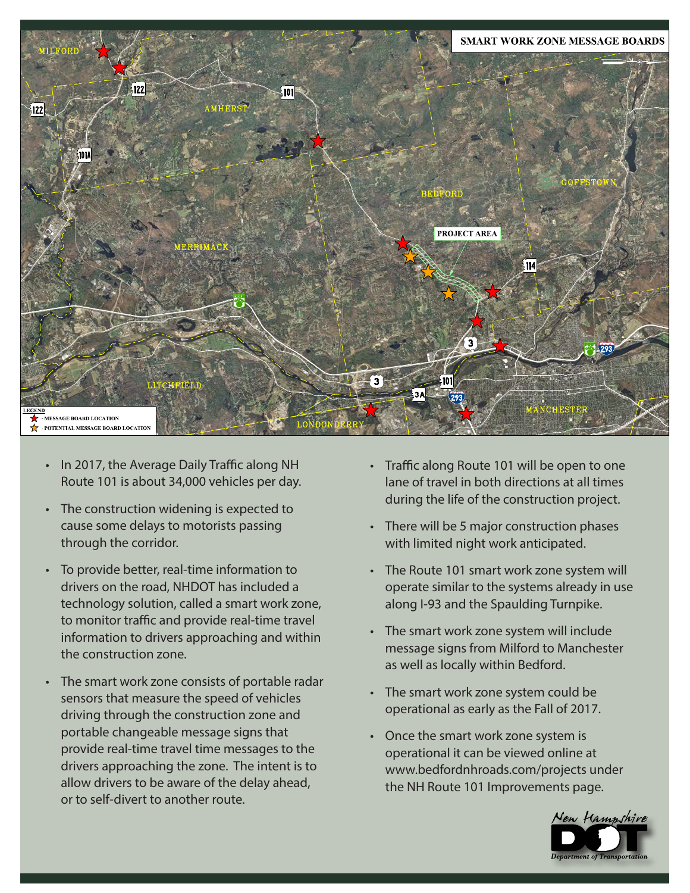## SMART WORK ZONE MESSAGE BOARDS

MILFORD

AMHERST

BEDFORD

GOFFSTOWN

MERRIMACK

PROJECT AREA

LITCHFIELD

LONDONDERRY

MANCHESTER

LEGEND

- MESSAGE BOARD LOCATION
- POTENTIAL MESSAGE BOARD LOCATION

- In 2017, the Average Daily Traffic along NH Route 101 is about 34,000 vehicles per day.
- The construction widening is expected to cause some delays to motorists passing through the corridor.
- To provide better, real-time information to drivers on the road, NHDOT has included a technology solution, called a smart work zone, to monitor traffic and provide real-time travel information to drivers approaching and within the construction zone.
- The smart work zone consists of portable radar sensors that measure the speed of vehicles driving through the construction zone and portable changeable message signs that provide real-time travel time messages to the drivers approaching the zone. The intent is to allow drivers to be aware of the delay ahead, or to self-divert to another route.
- Traffic along Route 101 will be open to one lane of travel in both directions at all times during the life of the construction project.
- There will be 5 major construction phases with limited night work anticipated.
- The Route 101 smart work zone system will operate similar to the systems already in use along I-93 and the Spaulding Turnpike.
- The smart work zone system will include message signs from Milford to Manchester as well as locally within Bedford.
- The smart work zone system could be operational as early as the Fall of 2017.
- Once the smart work zone system is operational it can be viewed online at www.bedfordnhroads.com/projects under the NH Route 101 Improvements page.

New Hampshire DOT
Department of Transportation